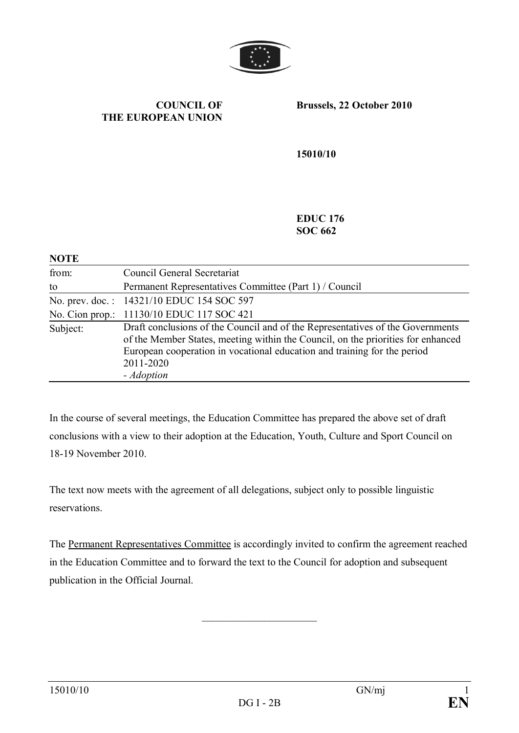**COUNCIL OF THE EUROPEAN UNION**

**Brussels, 22 October 2010**

**15010/10**

**EDUC 176**
**SOC 662**

**NOTE**

| | |
|---|---|
| from: | Council General Secretariat |
| to | Permanent Representatives Committee (Part 1) / Council |
| No. prev. doc. : | 14321/10 EDUC 154 SOC 597 |
| No. Cion prop.: | 11130/10 EDUC 117 SOC 421 |
| Subject: | Draft conclusions of the Council and of the Representatives of the Governments of the Member States, meeting within the Council, on the priorities for enhanced European cooperation in vocational education and training for the period 2011-2020<br>- *Adoption* |

In the course of several meetings, the Education Committee has prepared the above set of draft conclusions with a view to their adoption at the Education, Youth, Culture and Sport Council on 18-19 November 2010.

The text now meets with the agreement of all delegations, subject only to possible linguistic reservations.

The Permanent Representatives Committee is accordingly invited to confirm the agreement reached in the Education Committee and to forward the text to the Council for adoption and subsequent publication in the Official Journal.

\_\_\_\_\_\_\_\_\_\_\_\_\_\_\_\_\_\_\_\_\_\_\_\_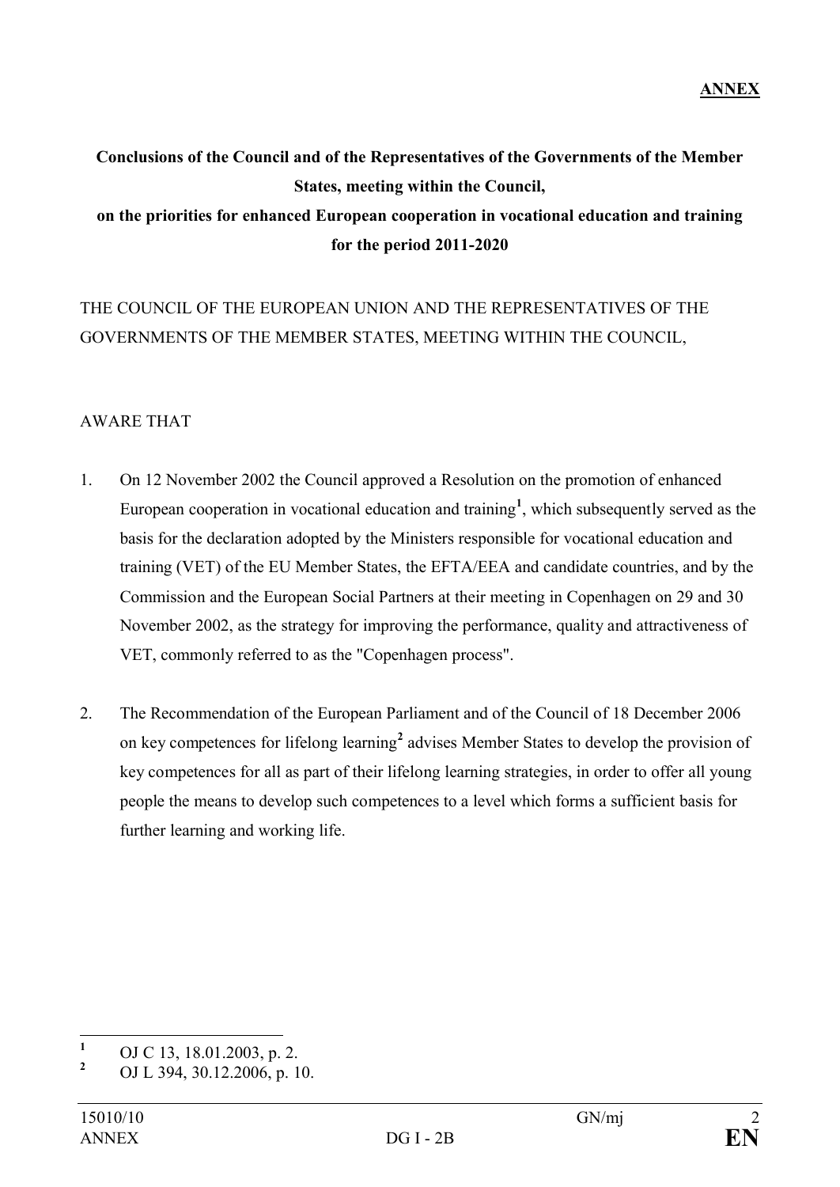**ANNEX**

**Conclusions of the Council and of the Representatives of the Governments of the Member States, meeting within the Council,**

**on the priorities for enhanced European cooperation in vocational education and training for the period 2011-2020**

THE COUNCIL OF THE EUROPEAN UNION AND THE REPRESENTATIVES OF THE GOVERNMENTS OF THE MEMBER STATES, MEETING WITHIN THE COUNCIL,

AWARE THAT

1. On 12 November 2002 the Council approved a Resolution on the promotion of enhanced European cooperation in vocational education and training[1], which subsequently served as the basis for the declaration adopted by the Ministers responsible for vocational education and training (VET) of the EU Member States, the EFTA/EEA and candidate countries, and by the Commission and the European Social Partners at their meeting in Copenhagen on 29 and 30 November 2002, as the strategy for improving the performance, quality and attractiveness of VET, commonly referred to as the "Copenhagen process".

2. The Recommendation of the European Parliament and of the Council of 18 December 2006 on key competences for lifelong learning[2] advises Member States to develop the provision of key competences for all as part of their lifelong learning strategies, in order to offer all young people the means to develop such competences to a level which forms a sufficient basis for further learning and working life.

---

[1] OJ C 13, 18.01.2003, p. 2.

[2] OJ L 394, 30.12.2006, p. 10.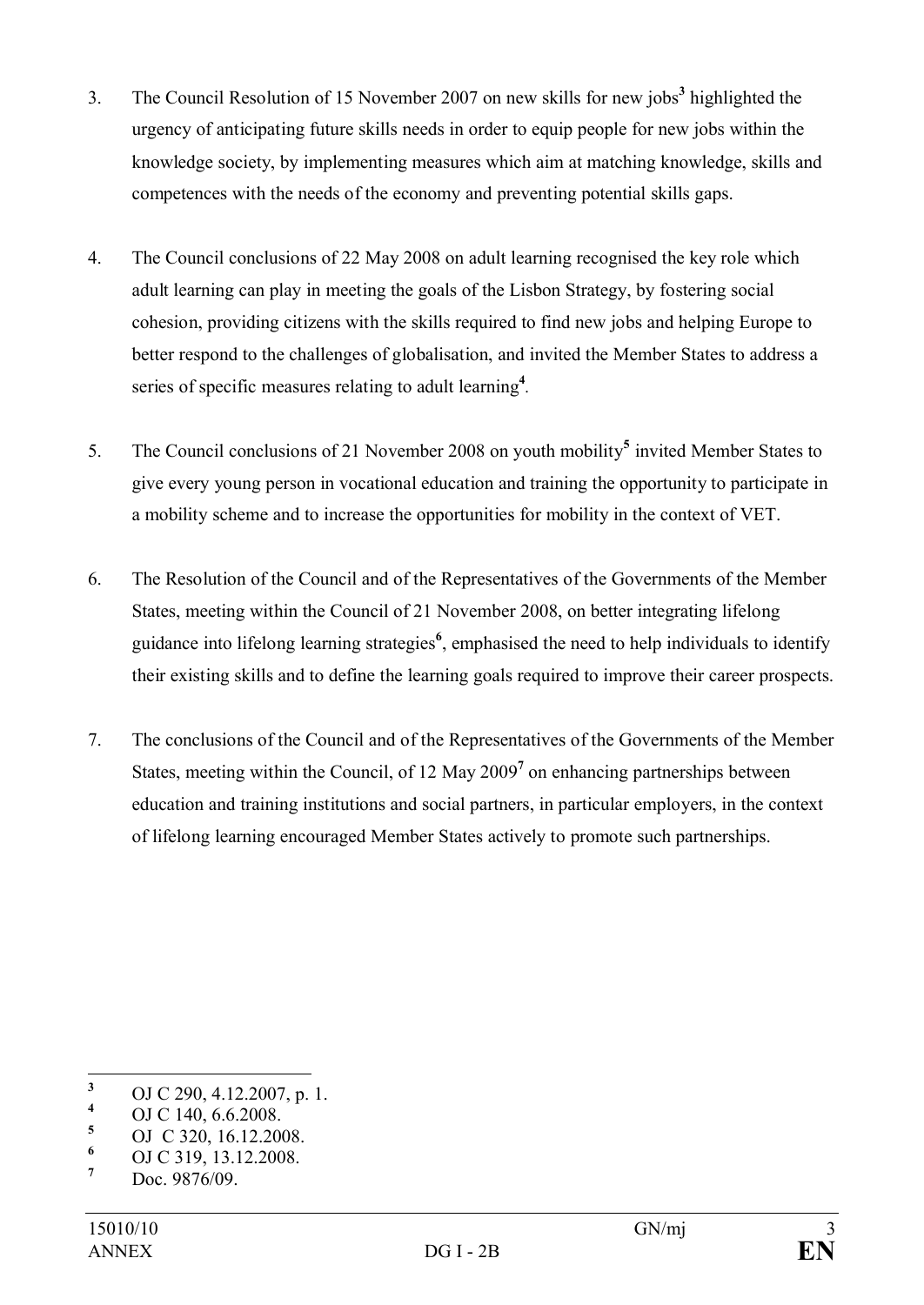3. The Council Resolution of 15 November 2007 on new skills for new jobs[3] highlighted the urgency of anticipating future skills needs in order to equip people for new jobs within the knowledge society, by implementing measures which aim at matching knowledge, skills and competences with the needs of the economy and preventing potential skills gaps.

4. The Council conclusions of 22 May 2008 on adult learning recognised the key role which adult learning can play in meeting the goals of the Lisbon Strategy, by fostering social cohesion, providing citizens with the skills required to find new jobs and helping Europe to better respond to the challenges of globalisation, and invited the Member States to address a series of specific measures relating to adult learning[4].

5. The Council conclusions of 21 November 2008 on youth mobility[5] invited Member States to give every young person in vocational education and training the opportunity to participate in a mobility scheme and to increase the opportunities for mobility in the context of VET.

6. The Resolution of the Council and of the Representatives of the Governments of the Member States, meeting within the Council of 21 November 2008, on better integrating lifelong guidance into lifelong learning strategies[6], emphasised the need to help individuals to identify their existing skills and to define the learning goals required to improve their career prospects.

7. The conclusions of the Council and of the Representatives of the Governments of the Member States, meeting within the Council, of 12 May 2009[7] on enhancing partnerships between education and training institutions and social partners, in particular employers, in the context of lifelong learning encouraged Member States actively to promote such partnerships.

---

[3] OJ C 290, 4.12.2007, p. 1.
[4] OJ C 140, 6.6.2008.
[5] OJ C 320, 16.12.2008.
[6] OJ C 319, 13.12.2008.
[7] Doc. 9876/09.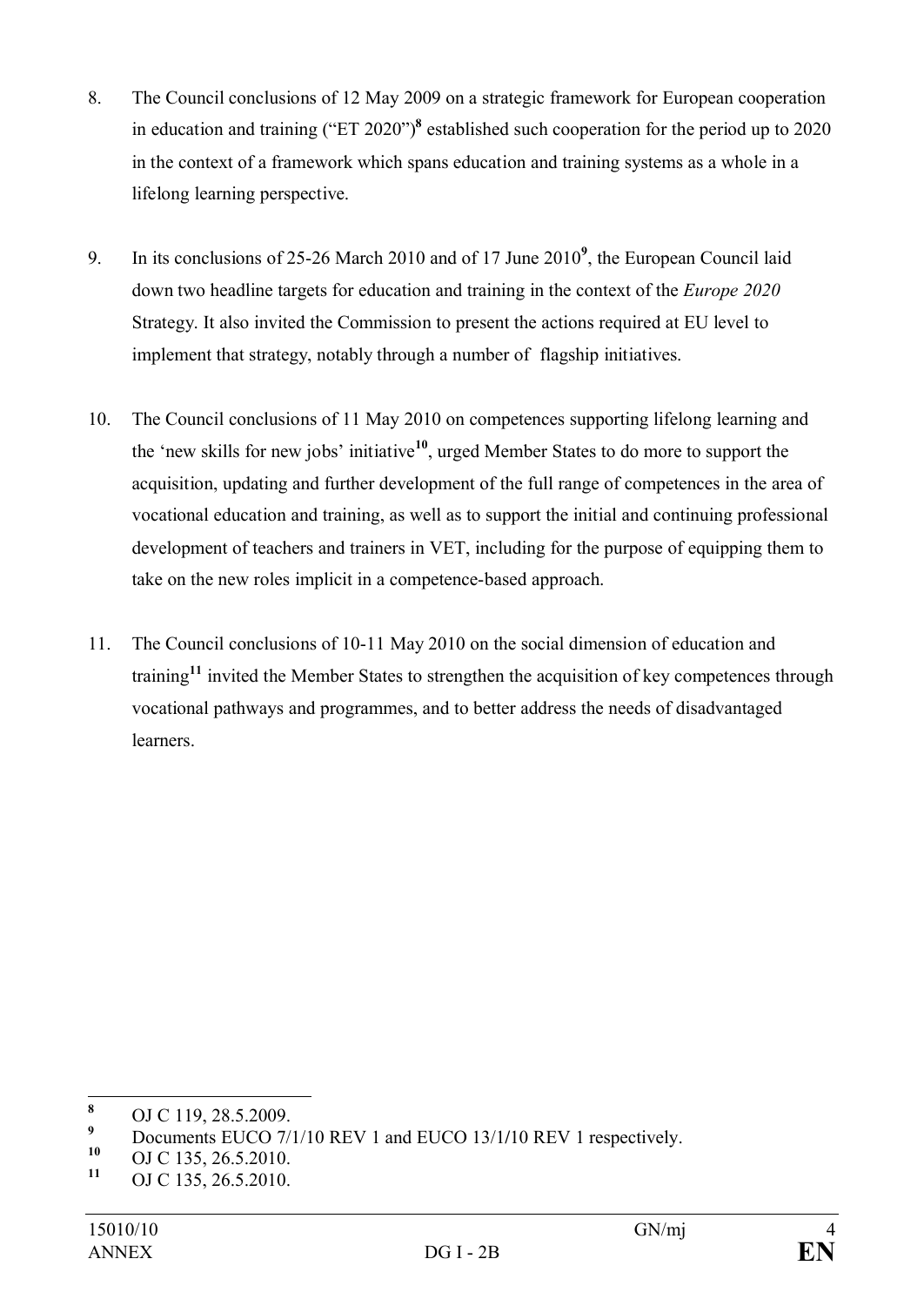8. The Council conclusions of 12 May 2009 on a strategic framework for European cooperation in education and training ("ET 2020")[8] established such cooperation for the period up to 2020 in the context of a framework which spans education and training systems as a whole in a lifelong learning perspective.

9. In its conclusions of 25-26 March 2010 and of 17 June 2010[9], the European Council laid down two headline targets for education and training in the context of the *Europe 2020* Strategy. It also invited the Commission to present the actions required at EU level to implement that strategy, notably through a number of flagship initiatives.

10. The Council conclusions of 11 May 2010 on competences supporting lifelong learning and the 'new skills for new jobs' initiative[10], urged Member States to do more to support the acquisition, updating and further development of the full range of competences in the area of vocational education and training, as well as to support the initial and continuing professional development of teachers and trainers in VET, including for the purpose of equipping them to take on the new roles implicit in a competence-based approach.

11. The Council conclusions of 10-11 May 2010 on the social dimension of education and training[11] invited the Member States to strengthen the acquisition of key competences through vocational pathways and programmes, and to better address the needs of disadvantaged learners.

---

[8] OJ C 119, 28.5.2009.

[9] Documents EUCO 7/1/10 REV 1 and EUCO 13/1/10 REV 1 respectively.

[10] OJ C 135, 26.5.2010.

[11] OJ C 135, 26.5.2010.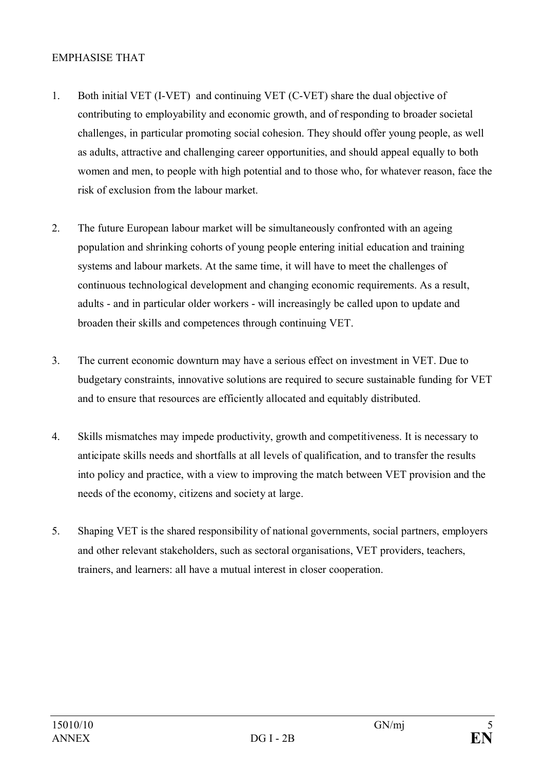EMPHASISE THAT

1. Both initial VET (I-VET) and continuing VET (C-VET) share the dual objective of contributing to employability and economic growth, and of responding to broader societal challenges, in particular promoting social cohesion. They should offer young people, as well as adults, attractive and challenging career opportunities, and should appeal equally to both women and men, to people with high potential and to those who, for whatever reason, face the risk of exclusion from the labour market.

2. The future European labour market will be simultaneously confronted with an ageing population and shrinking cohorts of young people entering initial education and training systems and labour markets. At the same time, it will have to meet the challenges of continuous technological development and changing economic requirements. As a result, adults - and in particular older workers - will increasingly be called upon to update and broaden their skills and competences through continuing VET.

3. The current economic downturn may have a serious effect on investment in VET. Due to budgetary constraints, innovative solutions are required to secure sustainable funding for VET and to ensure that resources are efficiently allocated and equitably distributed.

4. Skills mismatches may impede productivity, growth and competitiveness. It is necessary to anticipate skills needs and shortfalls at all levels of qualification, and to transfer the results into policy and practice, with a view to improving the match between VET provision and the needs of the economy, citizens and society at large.

5. Shaping VET is the shared responsibility of national governments, social partners, employers and other relevant stakeholders, such as sectoral organisations, VET providers, teachers, trainers, and learners: all have a mutual interest in closer cooperation.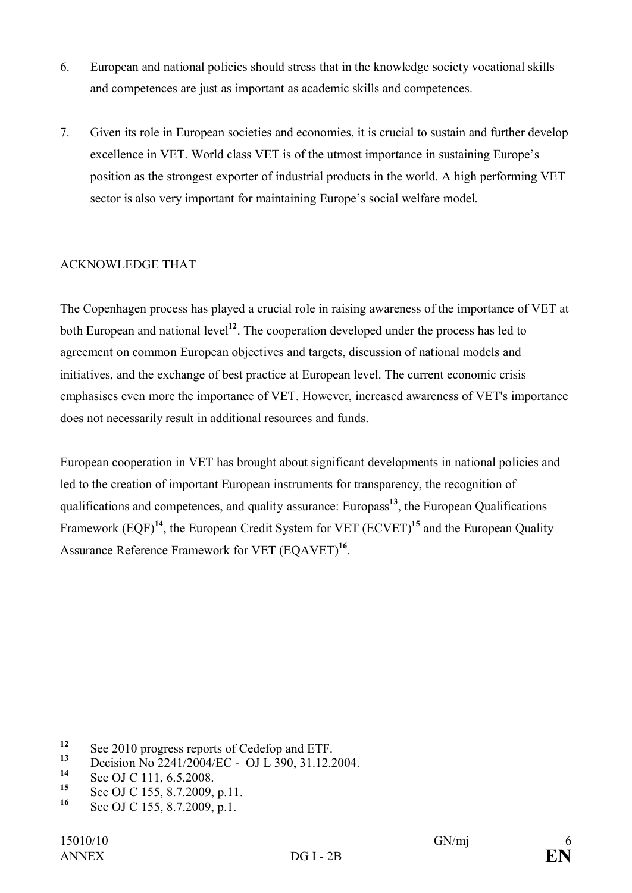6. European and national policies should stress that in the knowledge society vocational skills and competences are just as important as academic skills and competences.

7. Given its role in European societies and economies, it is crucial to sustain and further develop excellence in VET. World class VET is of the utmost importance in sustaining Europe's position as the strongest exporter of industrial products in the world. A high performing VET sector is also very important for maintaining Europe's social welfare model.

ACKNOWLEDGE THAT

The Copenhagen process has played a crucial role in raising awareness of the importance of VET at both European and national level[12]. The cooperation developed under the process has led to agreement on common European objectives and targets, discussion of national models and initiatives, and the exchange of best practice at European level. The current economic crisis emphasises even more the importance of VET. However, increased awareness of VET's importance does not necessarily result in additional resources and funds.

European cooperation in VET has brought about significant developments in national policies and led to the creation of important European instruments for transparency, the recognition of qualifications and competences, and quality assurance: Europass[13], the European Qualifications Framework (EQF)[14], the European Credit System for VET (ECVET)[15] and the European Quality Assurance Reference Framework for VET (EQAVET)[16].

---

[12] See 2010 progress reports of Cedefop and ETF.

[13] Decision No 2241/2004/EC - OJ L 390, 31.12.2004.

[14] See OJ C 111, 6.5.2008.

[15] See OJ C 155, 8.7.2009, p.11.

[16] See OJ C 155, 8.7.2009, p.1.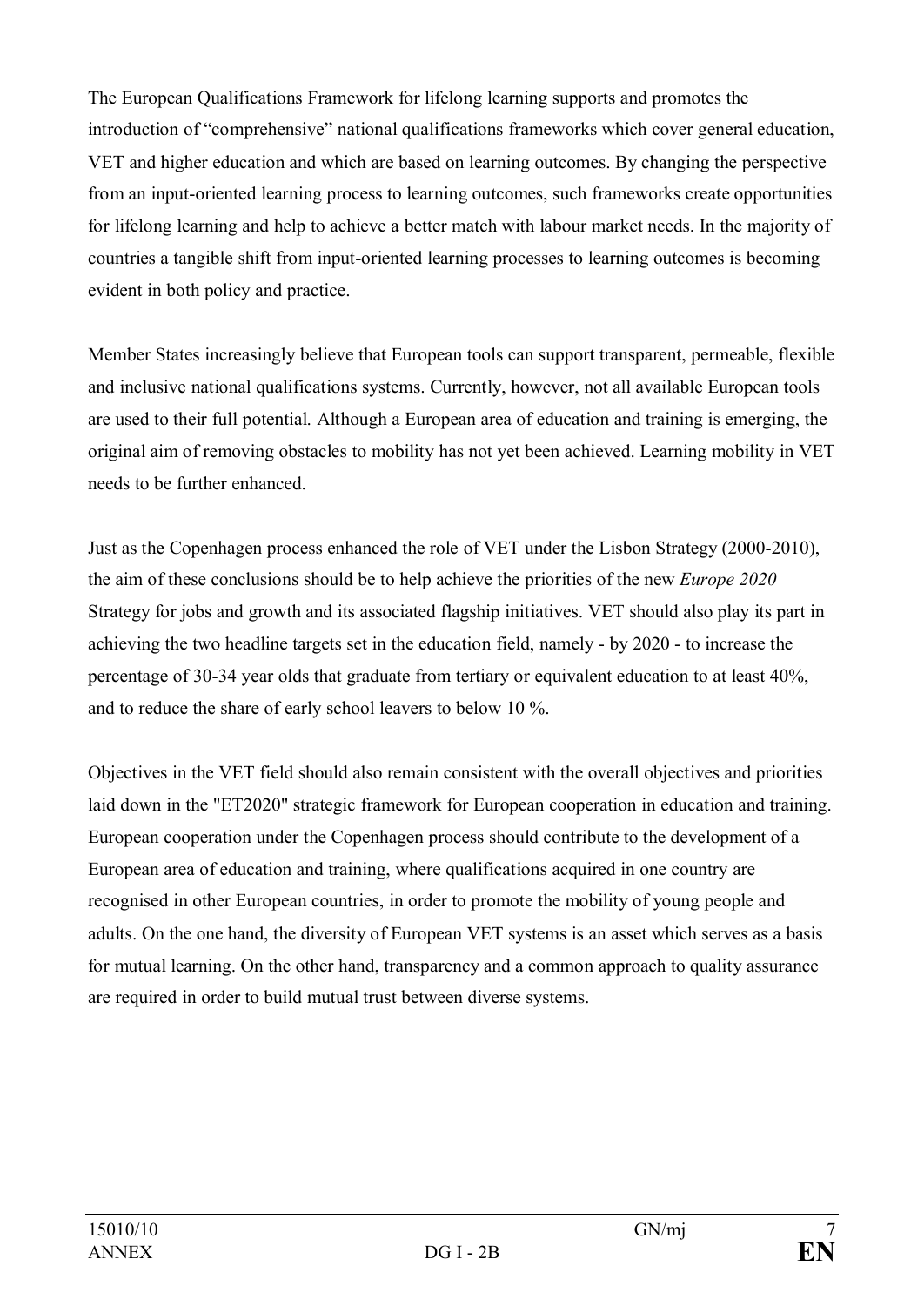The European Qualifications Framework for lifelong learning supports and promotes the introduction of "comprehensive" national qualifications frameworks which cover general education, VET and higher education and which are based on learning outcomes. By changing the perspective from an input-oriented learning process to learning outcomes, such frameworks create opportunities for lifelong learning and help to achieve a better match with labour market needs. In the majority of countries a tangible shift from input-oriented learning processes to learning outcomes is becoming evident in both policy and practice.

Member States increasingly believe that European tools can support transparent, permeable, flexible and inclusive national qualifications systems. Currently, however, not all available European tools are used to their full potential. Although a European area of education and training is emerging, the original aim of removing obstacles to mobility has not yet been achieved. Learning mobility in VET needs to be further enhanced.

Just as the Copenhagen process enhanced the role of VET under the Lisbon Strategy (2000-2010), the aim of these conclusions should be to help achieve the priorities of the new *Europe 2020* Strategy for jobs and growth and its associated flagship initiatives. VET should also play its part in achieving the two headline targets set in the education field, namely - by 2020 - to increase the percentage of 30-34 year olds that graduate from tertiary or equivalent education to at least 40%, and to reduce the share of early school leavers to below 10 %.

Objectives in the VET field should also remain consistent with the overall objectives and priorities laid down in the "ET2020" strategic framework for European cooperation in education and training. European cooperation under the Copenhagen process should contribute to the development of a European area of education and training, where qualifications acquired in one country are recognised in other European countries, in order to promote the mobility of young people and adults. On the one hand, the diversity of European VET systems is an asset which serves as a basis for mutual learning. On the other hand, transparency and a common approach to quality assurance are required in order to build mutual trust between diverse systems.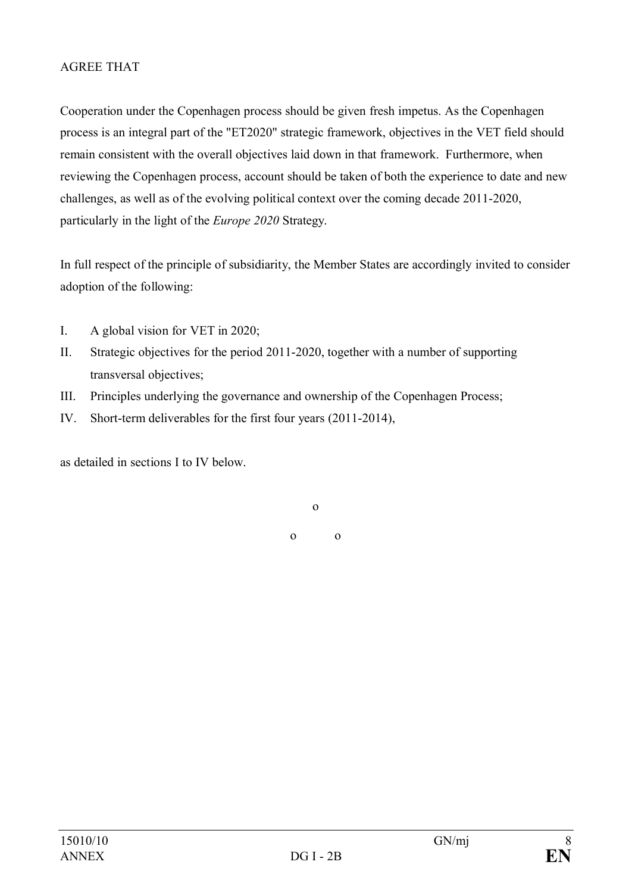AGREE THAT

Cooperation under the Copenhagen process should be given fresh impetus. As the Copenhagen process is an integral part of the "ET2020" strategic framework, objectives in the VET field should remain consistent with the overall objectives laid down in that framework. Furthermore, when reviewing the Copenhagen process, account should be taken of both the experience to date and new challenges, as well as of the evolving political context over the coming decade 2011-2020, particularly in the light of the *Europe 2020* Strategy.

In full respect of the principle of subsidiarity, the Member States are accordingly invited to consider adoption of the following:

I. A global vision for VET in 2020;
II. Strategic objectives for the period 2011-2020, together with a number of supporting transversal objectives;
III. Principles underlying the governance and ownership of the Copenhagen Process;
IV. Short-term deliverables for the first four years (2011-2014),

as detailed in sections I to IV below.

o

o o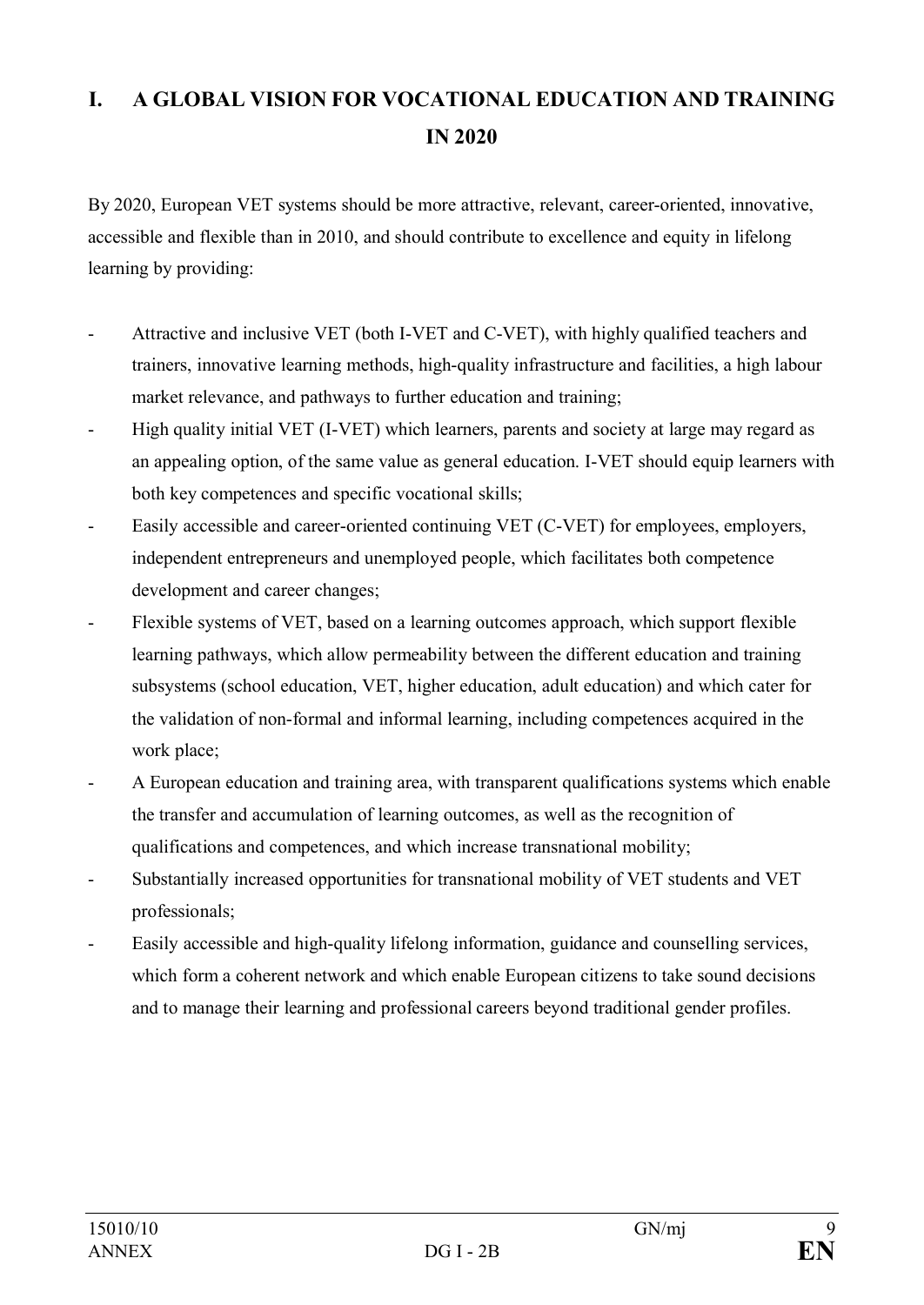# I. A GLOBAL VISION FOR VOCATIONAL EDUCATION AND TRAINING IN 2020

By 2020, European VET systems should be more attractive, relevant, career-oriented, innovative, accessible and flexible than in 2010, and should contribute to excellence and equity in lifelong learning by providing:

- Attractive and inclusive VET (both I-VET and C-VET), with highly qualified teachers and trainers, innovative learning methods, high-quality infrastructure and facilities, a high labour market relevance, and pathways to further education and training;
- High quality initial VET (I-VET) which learners, parents and society at large may regard as an appealing option, of the same value as general education. I-VET should equip learners with both key competences and specific vocational skills;
- Easily accessible and career-oriented continuing VET (C-VET) for employees, employers, independent entrepreneurs and unemployed people, which facilitates both competence development and career changes;
- Flexible systems of VET, based on a learning outcomes approach, which support flexible learning pathways, which allow permeability between the different education and training subsystems (school education, VET, higher education, adult education) and which cater for the validation of non-formal and informal learning, including competences acquired in the work place;
- A European education and training area, with transparent qualifications systems which enable the transfer and accumulation of learning outcomes, as well as the recognition of qualifications and competences, and which increase transnational mobility;
- Substantially increased opportunities for transnational mobility of VET students and VET professionals;
- Easily accessible and high-quality lifelong information, guidance and counselling services, which form a coherent network and which enable European citizens to take sound decisions and to manage their learning and professional careers beyond traditional gender profiles.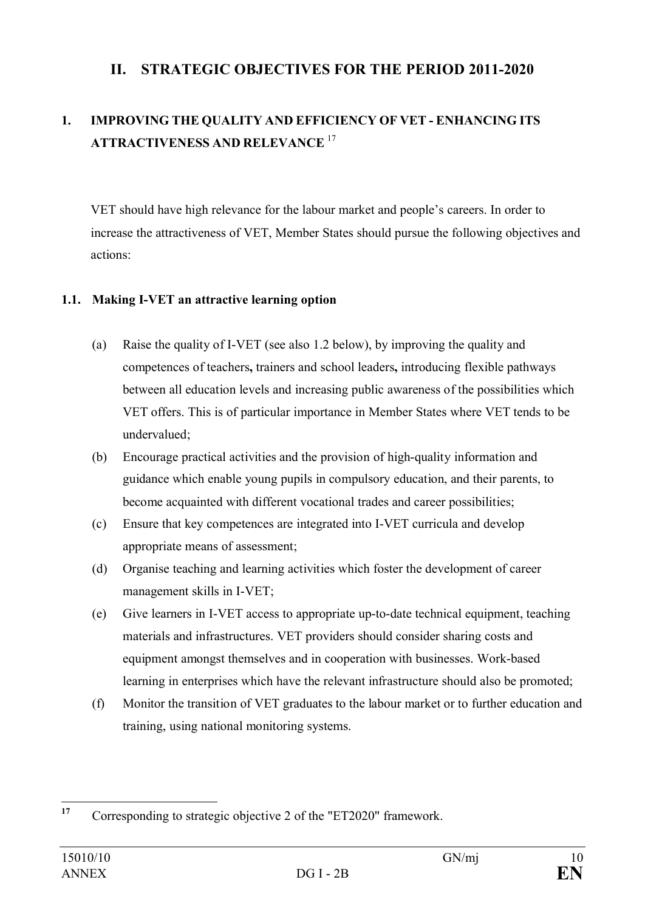## II. STRATEGIC OBJECTIVES FOR THE PERIOD 2011-2020

### 1. IMPROVING THE QUALITY AND EFFICIENCY OF VET - ENHANCING ITS ATTRACTIVENESS AND RELEVANCE [17]

VET should have high relevance for the labour market and people's careers. In order to increase the attractiveness of VET, Member States should pursue the following objectives and actions:

#### 1.1. Making I-VET an attractive learning option

(a) Raise the quality of I-VET (see also 1.2 below), by improving the quality and competences of teachers**,** trainers and school leaders**,** introducing flexible pathways between all education levels and increasing public awareness of the possibilities which VET offers. This is of particular importance in Member States where VET tends to be undervalued;

(b) Encourage practical activities and the provision of high-quality information and guidance which enable young pupils in compulsory education, and their parents, to become acquainted with different vocational trades and career possibilities;

(c) Ensure that key competences are integrated into I-VET curricula and develop appropriate means of assessment;

(d) Organise teaching and learning activities which foster the development of career management skills in I-VET;

(e) Give learners in I-VET access to appropriate up-to-date technical equipment, teaching materials and infrastructures. VET providers should consider sharing costs and equipment amongst themselves and in cooperation with businesses. Work-based learning in enterprises which have the relevant infrastructure should also be promoted;

(f) Monitor the transition of VET graduates to the labour market or to further education and training, using national monitoring systems.

---

[17] Corresponding to strategic objective 2 of the "ET2020" framework.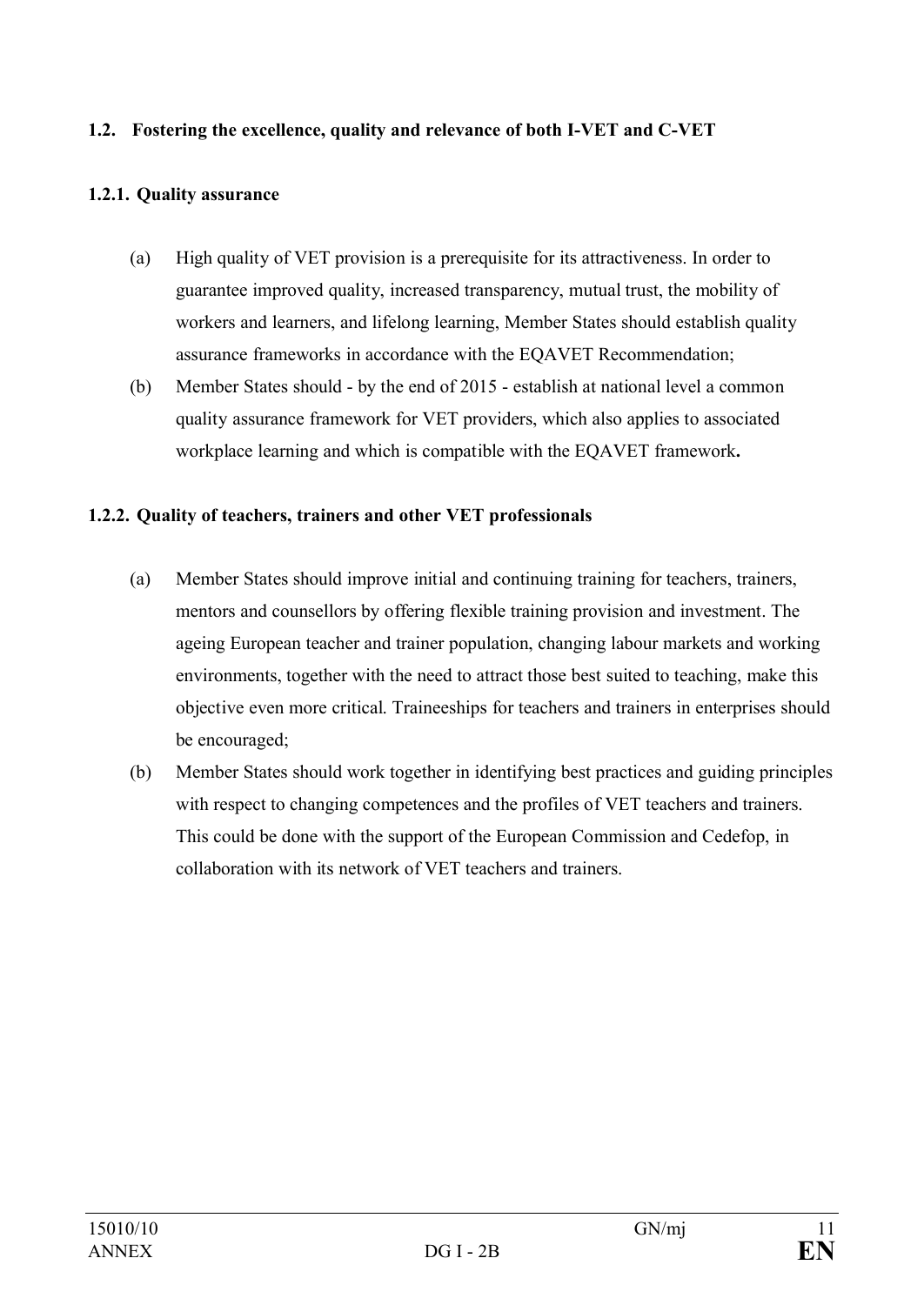## 1.2. Fostering the excellence, quality and relevance of both I-VET and C-VET

### 1.2.1. Quality assurance

(a) High quality of VET provision is a prerequisite for its attractiveness. In order to guarantee improved quality, increased transparency, mutual trust, the mobility of workers and learners, and lifelong learning, Member States should establish quality assurance frameworks in accordance with the EQAVET Recommendation;

(b) Member States should - by the end of 2015 - establish at national level a common quality assurance framework for VET providers, which also applies to associated workplace learning and which is compatible with the EQAVET framework**.**

### 1.2.2. Quality of teachers, trainers and other VET professionals

(a) Member States should improve initial and continuing training for teachers, trainers, mentors and counsellors by offering flexible training provision and investment. The ageing European teacher and trainer population, changing labour markets and working environments, together with the need to attract those best suited to teaching, make this objective even more critical. Traineeships for teachers and trainers in enterprises should be encouraged;

(b) Member States should work together in identifying best practices and guiding principles with respect to changing competences and the profiles of VET teachers and trainers. This could be done with the support of the European Commission and Cedefop, in collaboration with its network of VET teachers and trainers.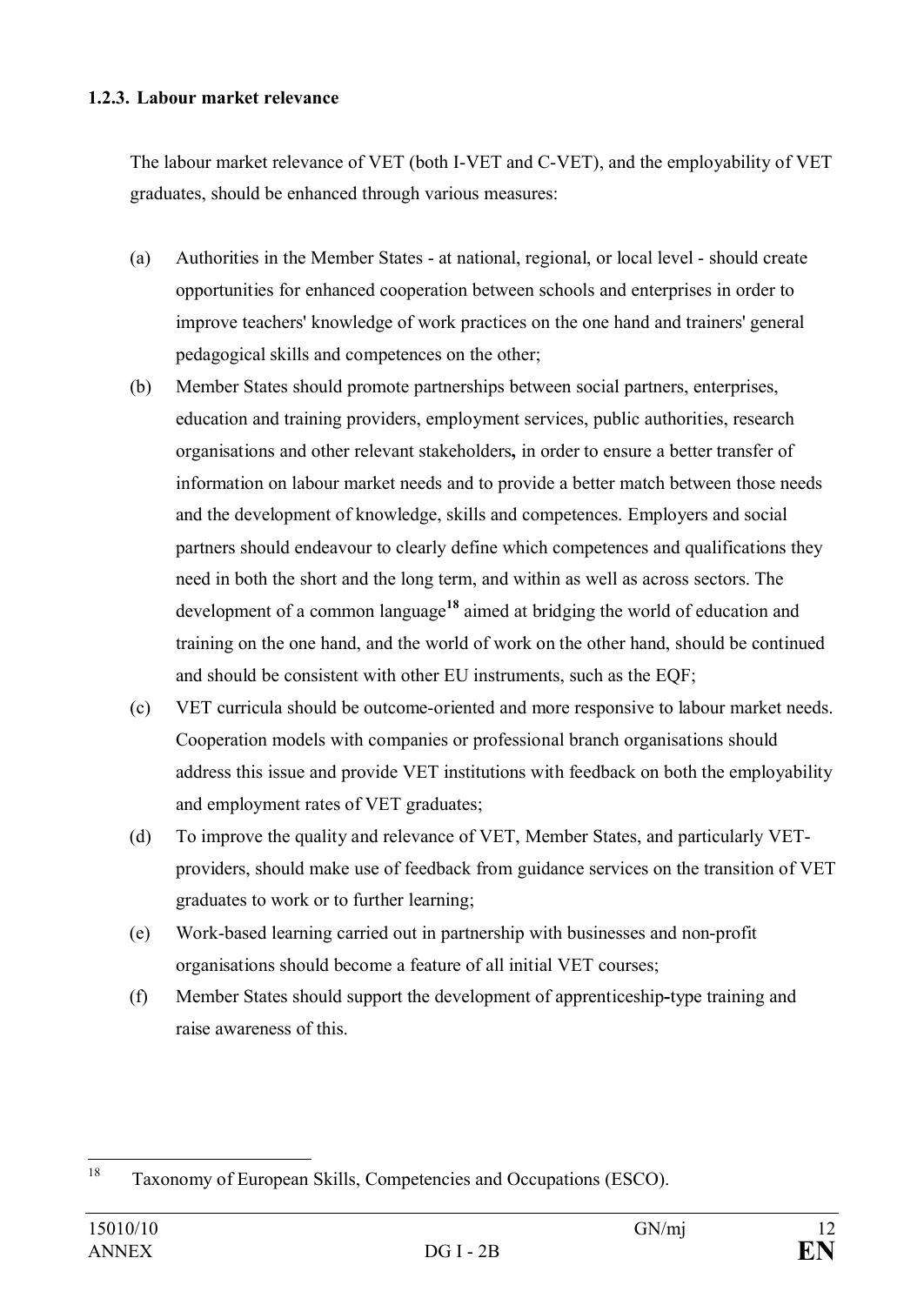### 1.2.3. Labour market relevance

The labour market relevance of VET (both I-VET and C-VET), and the employability of VET graduates, should be enhanced through various measures:

(a) Authorities in the Member States - at national, regional, or local level - should create opportunities for enhanced cooperation between schools and enterprises in order to improve teachers' knowledge of work practices on the one hand and trainers' general pedagogical skills and competences on the other;

(b) Member States should promote partnerships between social partners, enterprises, education and training providers, employment services, public authorities, research organisations and other relevant stakeholders**,** in order to ensure a better transfer of information on labour market needs and to provide a better match between those needs and the development of knowledge, skills and competences. Employers and social partners should endeavour to clearly define which competences and qualifications they need in both the short and the long term, and within as well as across sectors. The development of a common language[18] aimed at bridging the world of education and training on the one hand, and the world of work on the other hand, should be continued and should be consistent with other EU instruments, such as the EQF;

(c) VET curricula should be outcome-oriented and more responsive to labour market needs. Cooperation models with companies or professional branch organisations should address this issue and provide VET institutions with feedback on both the employability and employment rates of VET graduates;

(d) To improve the quality and relevance of VET, Member States, and particularly VET-providers, should make use of feedback from guidance services on the transition of VET graduates to work or to further learning;

(e) Work-based learning carried out in partnership with businesses and non-profit organisations should become a feature of all initial VET courses;

(f) Member States should support the development of apprenticeship-type training and raise awareness of this.

---

[18] Taxonomy of European Skills, Competencies and Occupations (ESCO).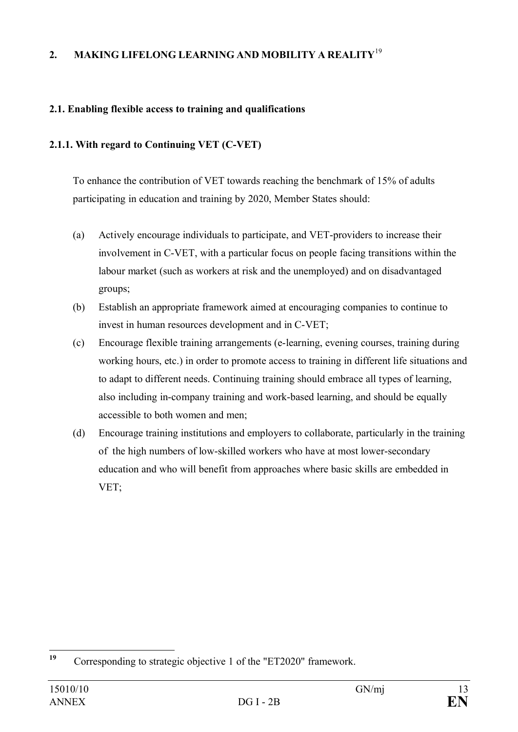## 2. MAKING LIFELONG LEARNING AND MOBILITY A REALITY[19]

### 2.1. Enabling flexible access to training and qualifications

#### 2.1.1. With regard to Continuing VET (C-VET)

To enhance the contribution of VET towards reaching the benchmark of 15% of adults participating in education and training by 2020, Member States should:

(a) Actively encourage individuals to participate, and VET-providers to increase their involvement in C-VET, with a particular focus on people facing transitions within the labour market (such as workers at risk and the unemployed) and on disadvantaged groups;

(b) Establish an appropriate framework aimed at encouraging companies to continue to invest in human resources development and in C-VET;

(c) Encourage flexible training arrangements (e-learning, evening courses, training during working hours, etc.) in order to promote access to training in different life situations and to adapt to different needs. Continuing training should embrace all types of learning, also including in-company training and work-based learning, and should be equally accessible to both women and men;

(d) Encourage training institutions and employers to collaborate, particularly in the training of the high numbers of low-skilled workers who have at most lower-secondary education and who will benefit from approaches where basic skills are embedded in VET;

---

[19] Corresponding to strategic objective 1 of the "ET2020" framework.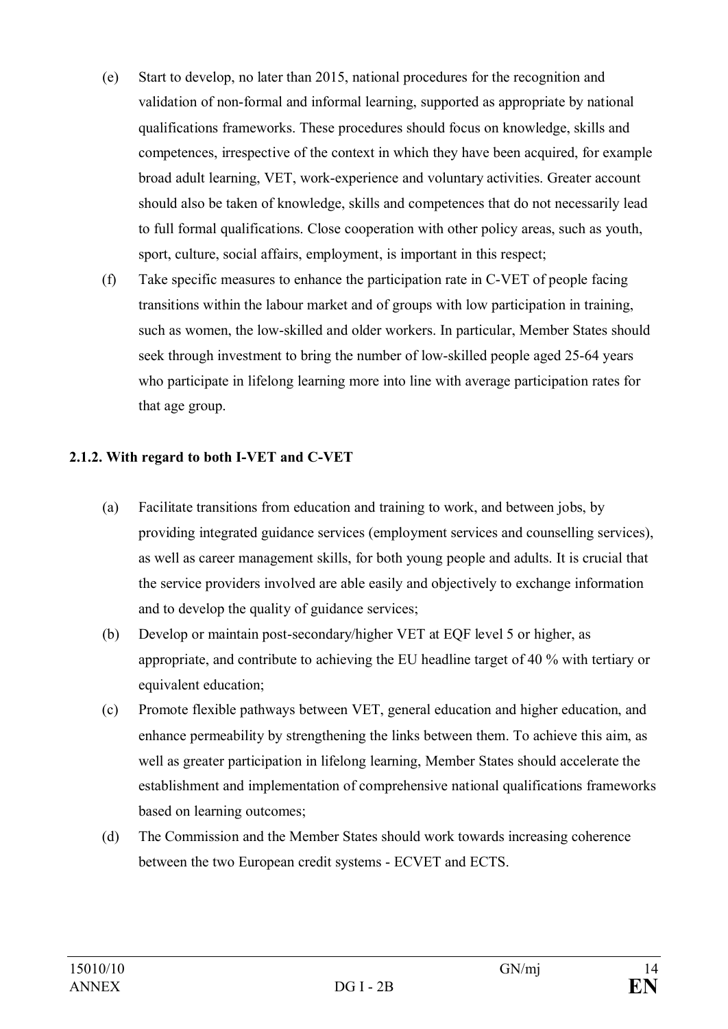(e) Start to develop, no later than 2015, national procedures for the recognition and validation of non-formal and informal learning, supported as appropriate by national qualifications frameworks. These procedures should focus on knowledge, skills and competences, irrespective of the context in which they have been acquired, for example broad adult learning, VET, work-experience and voluntary activities. Greater account should also be taken of knowledge, skills and competences that do not necessarily lead to full formal qualifications. Close cooperation with other policy areas, such as youth, sport, culture, social affairs, employment, is important in this respect;

(f) Take specific measures to enhance the participation rate in C-VET of people facing transitions within the labour market and of groups with low participation in training, such as women, the low-skilled and older workers. In particular, Member States should seek through investment to bring the number of low-skilled people aged 25-64 years who participate in lifelong learning more into line with average participation rates for that age group.

**2.1.2. With regard to both I-VET and C-VET**

(a) Facilitate transitions from education and training to work, and between jobs, by providing integrated guidance services (employment services and counselling services), as well as career management skills, for both young people and adults. It is crucial that the service providers involved are able easily and objectively to exchange information and to develop the quality of guidance services;

(b) Develop or maintain post-secondary/higher VET at EQF level 5 or higher, as appropriate, and contribute to achieving the EU headline target of 40 % with tertiary or equivalent education;

(c) Promote flexible pathways between VET, general education and higher education, and enhance permeability by strengthening the links between them. To achieve this aim, as well as greater participation in lifelong learning, Member States should accelerate the establishment and implementation of comprehensive national qualifications frameworks based on learning outcomes;

(d) The Commission and the Member States should work towards increasing coherence between the two European credit systems - ECVET and ECTS.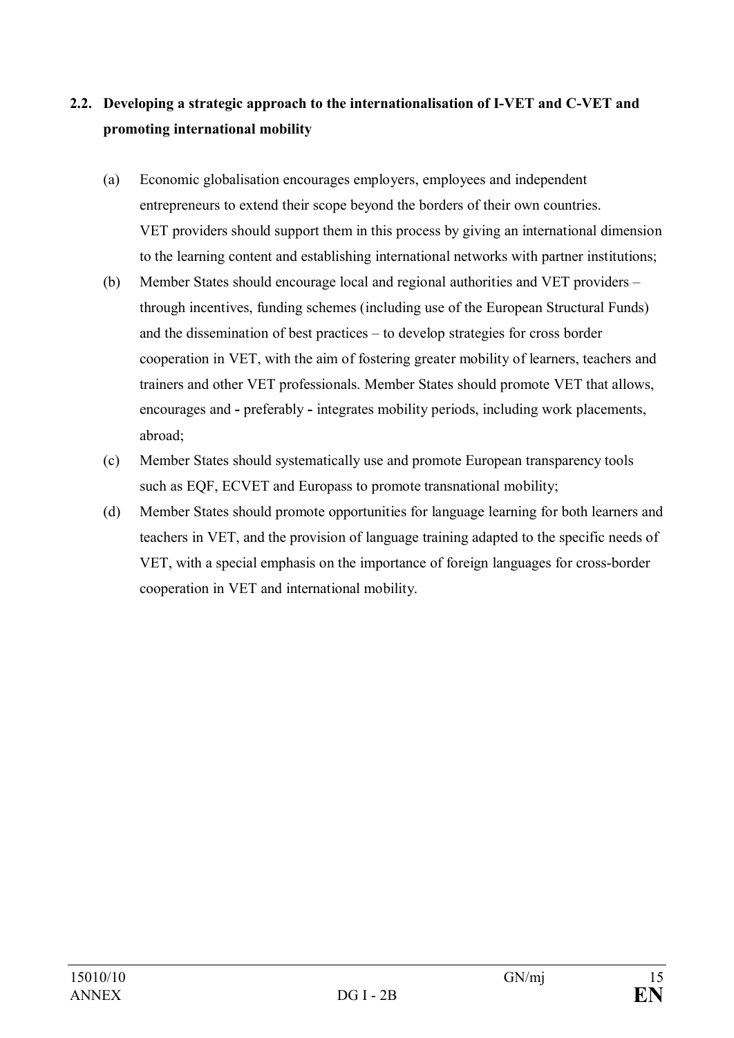## 2.2. Developing a strategic approach to the internationalisation of I-VET and C-VET and promoting international mobility

(a) Economic globalisation encourages employers, employees and independent entrepreneurs to extend their scope beyond the borders of their own countries. VET providers should support them in this process by giving an international dimension to the learning content and establishing international networks with partner institutions;

(b) Member States should encourage local and regional authorities and VET providers – through incentives, funding schemes (including use of the European Structural Funds) and the dissemination of best practices – to develop strategies for cross border cooperation in VET, with the aim of fostering greater mobility of learners, teachers and trainers and other VET professionals. Member States should promote VET that allows, encourages and - preferably - integrates mobility periods, including work placements, abroad;

(c) Member States should systematically use and promote European transparency tools such as EQF, ECVET and Europass to promote transnational mobility;

(d) Member States should promote opportunities for language learning for both learners and teachers in VET, and the provision of language training adapted to the specific needs of VET, with a special emphasis on the importance of foreign languages for cross-border cooperation in VET and international mobility.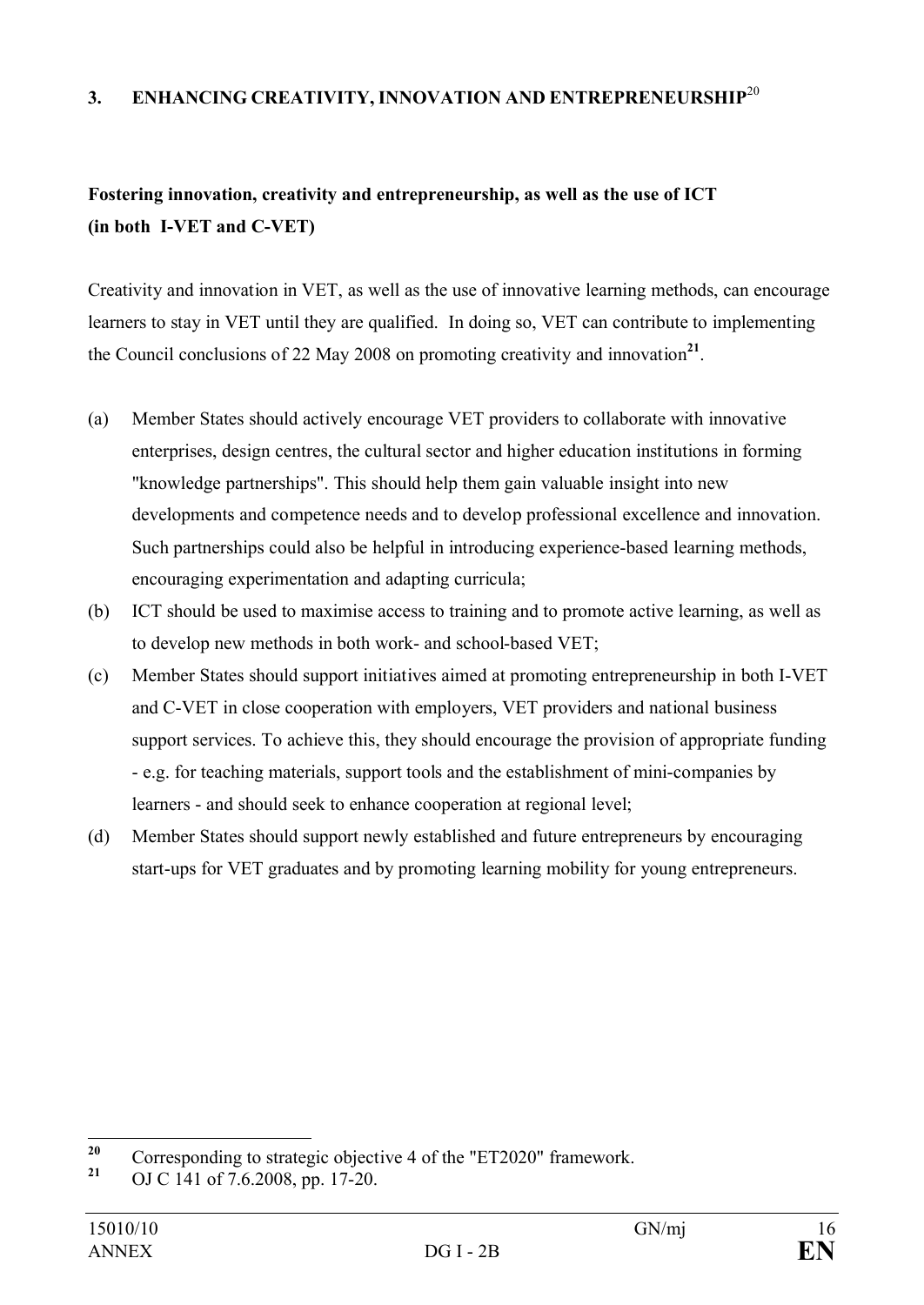## 3. ENHANCING CREATIVITY, INNOVATION AND ENTREPRENEURSHIP[20]

**Fostering innovation, creativity and entrepreneurship, as well as the use of ICT (in both I-VET and C-VET)**

Creativity and innovation in VET, as well as the use of innovative learning methods, can encourage learners to stay in VET until they are qualified. In doing so, VET can contribute to implementing the Council conclusions of 22 May 2008 on promoting creativity and innovation[21].

(a) Member States should actively encourage VET providers to collaborate with innovative enterprises, design centres, the cultural sector and higher education institutions in forming "knowledge partnerships". This should help them gain valuable insight into new developments and competence needs and to develop professional excellence and innovation. Such partnerships could also be helpful in introducing experience-based learning methods, encouraging experimentation and adapting curricula;

(b) ICT should be used to maximise access to training and to promote active learning, as well as to develop new methods in both work- and school-based VET;

(c) Member States should support initiatives aimed at promoting entrepreneurship in both I-VET and C-VET in close cooperation with employers, VET providers and national business support services. To achieve this, they should encourage the provision of appropriate funding - e.g. for teaching materials, support tools and the establishment of mini-companies by learners - and should seek to enhance cooperation at regional level;

(d) Member States should support newly established and future entrepreneurs by encouraging start-ups for VET graduates and by promoting learning mobility for young entrepreneurs.

---

[20] Corresponding to strategic objective 4 of the "ET2020" framework.

[21] OJ C 141 of 7.6.2008, pp. 17-20.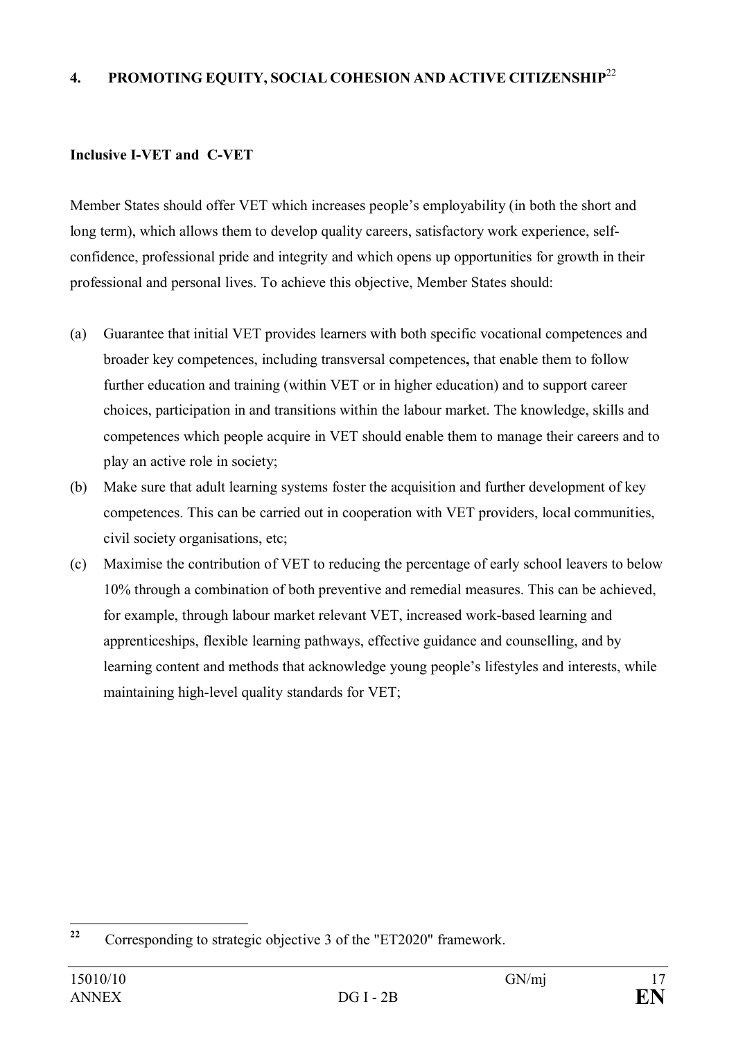## 4. PROMOTING EQUITY, SOCIAL COHESION AND ACTIVE CITIZENSHIP[22]

### Inclusive I-VET and C-VET

Member States should offer VET which increases people's employability (in both the short and long term), which allows them to develop quality careers, satisfactory work experience, self-confidence, professional pride and integrity and which opens up opportunities for growth in their professional and personal lives. To achieve this objective, Member States should:

(a) Guarantee that initial VET provides learners with both specific vocational competences and broader key competences, including transversal competences**,** that enable them to follow further education and training (within VET or in higher education) and to support career choices, participation in and transitions within the labour market. The knowledge, skills and competences which people acquire in VET should enable them to manage their careers and to play an active role in society;

(b) Make sure that adult learning systems foster the acquisition and further development of key competences. This can be carried out in cooperation with VET providers, local communities, civil society organisations, etc;

(c) Maximise the contribution of VET to reducing the percentage of early school leavers to below 10% through a combination of both preventive and remedial measures. This can be achieved, for example, through labour market relevant VET, increased work-based learning and apprenticeships, flexible learning pathways, effective guidance and counselling, and by learning content and methods that acknowledge young people's lifestyles and interests, while maintaining high-level quality standards for VET;

---

[22] Corresponding to strategic objective 3 of the "ET2020" framework.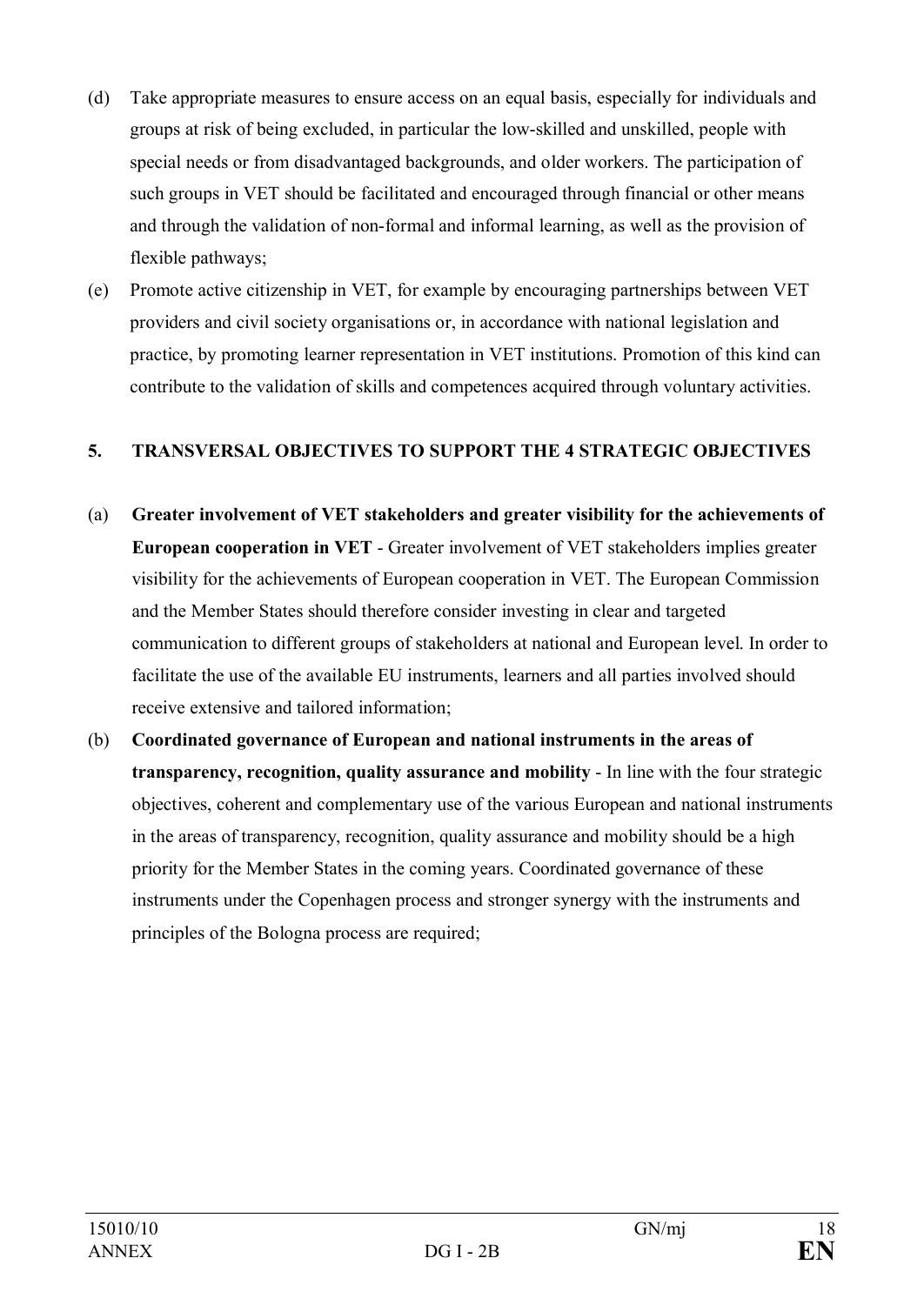(d) Take appropriate measures to ensure access on an equal basis, especially for individuals and groups at risk of being excluded, in particular the low-skilled and unskilled, people with special needs or from disadvantaged backgrounds, and older workers. The participation of such groups in VET should be facilitated and encouraged through financial or other means and through the validation of non-formal and informal learning, as well as the provision of flexible pathways;

(e) Promote active citizenship in VET, for example by encouraging partnerships between VET providers and civil society organisations or, in accordance with national legislation and practice, by promoting learner representation in VET institutions. Promotion of this kind can contribute to the validation of skills and competences acquired through voluntary activities.

## 5. TRANSVERSAL OBJECTIVES TO SUPPORT THE 4 STRATEGIC OBJECTIVES

(a) **Greater involvement of VET stakeholders and greater visibility for the achievements of European cooperation in VET** - Greater involvement of VET stakeholders implies greater visibility for the achievements of European cooperation in VET. The European Commission and the Member States should therefore consider investing in clear and targeted communication to different groups of stakeholders at national and European level. In order to facilitate the use of the available EU instruments, learners and all parties involved should receive extensive and tailored information;

(b) **Coordinated governance of European and national instruments in the areas of transparency, recognition, quality assurance and mobility** - In line with the four strategic objectives, coherent and complementary use of the various European and national instruments in the areas of transparency, recognition, quality assurance and mobility should be a high priority for the Member States in the coming years. Coordinated governance of these instruments under the Copenhagen process and stronger synergy with the instruments and principles of the Bologna process are required;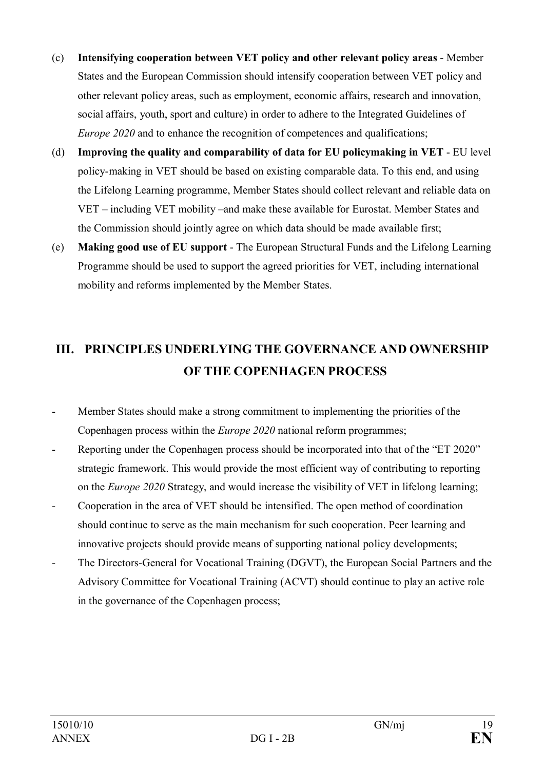(c) **Intensifying cooperation between VET policy and other relevant policy areas** - Member States and the European Commission should intensify cooperation between VET policy and other relevant policy areas, such as employment, economic affairs, research and innovation, social affairs, youth, sport and culture) in order to adhere to the Integrated Guidelines of *Europe 2020* and to enhance the recognition of competences and qualifications;

(d) **Improving the quality and comparability of data for EU policymaking in VET** - EU level policy-making in VET should be based on existing comparable data. To this end, and using the Lifelong Learning programme, Member States should collect relevant and reliable data on VET – including VET mobility –and make these available for Eurostat. Member States and the Commission should jointly agree on which data should be made available first;

(e) **Making good use of EU support** - The European Structural Funds and the Lifelong Learning Programme should be used to support the agreed priorities for VET, including international mobility and reforms implemented by the Member States.

## III. PRINCIPLES UNDERLYING THE GOVERNANCE AND OWNERSHIP OF THE COPENHAGEN PROCESS

- Member States should make a strong commitment to implementing the priorities of the Copenhagen process within the *Europe 2020* national reform programmes;
- Reporting under the Copenhagen process should be incorporated into that of the "ET 2020" strategic framework. This would provide the most efficient way of contributing to reporting on the *Europe 2020* Strategy, and would increase the visibility of VET in lifelong learning;
- Cooperation in the area of VET should be intensified. The open method of coordination should continue to serve as the main mechanism for such cooperation. Peer learning and innovative projects should provide means of supporting national policy developments;
- The Directors-General for Vocational Training (DGVT), the European Social Partners and the Advisory Committee for Vocational Training (ACVT) should continue to play an active role in the governance of the Copenhagen process;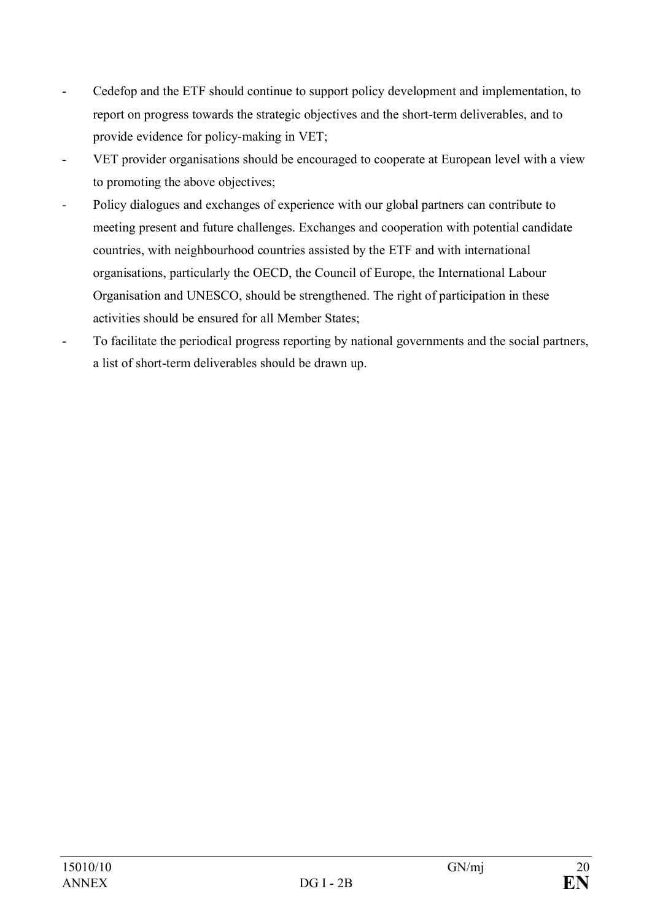- Cedefop and the ETF should continue to support policy development and implementation, to report on progress towards the strategic objectives and the short-term deliverables, and to provide evidence for policy-making in VET;
- VET provider organisations should be encouraged to cooperate at European level with a view to promoting the above objectives;
- Policy dialogues and exchanges of experience with our global partners can contribute to meeting present and future challenges. Exchanges and cooperation with potential candidate countries, with neighbourhood countries assisted by the ETF and with international organisations, particularly the OECD, the Council of Europe, the International Labour Organisation and UNESCO, should be strengthened. The right of participation in these activities should be ensured for all Member States;
- To facilitate the periodical progress reporting by national governments and the social partners, a list of short-term deliverables should be drawn up.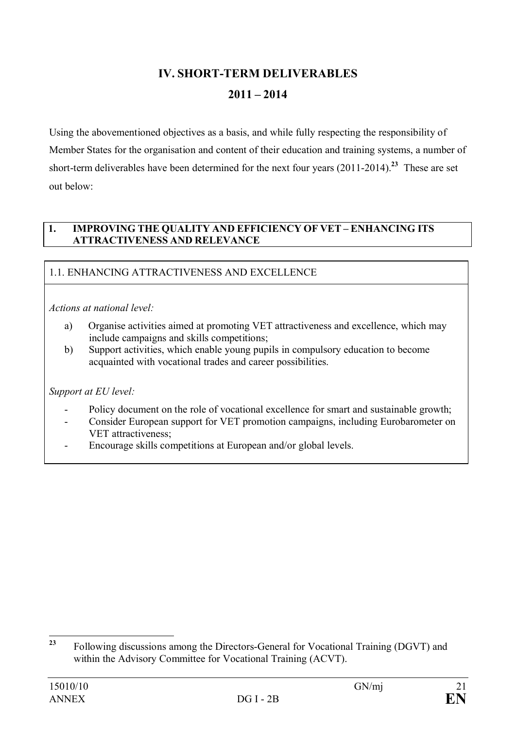# IV. SHORT-TERM DELIVERABLES

## 2011 – 2014

Using the abovementioned objectives as a basis, and while fully respecting the responsibility of Member States for the organisation and content of their education and training systems, a number of short-term deliverables have been determined for the next four years (2011-2014).[23] These are set out below:

### 1. IMPROVING THE QUALITY AND EFFICIENCY OF VET – ENHANCING ITS ATTRACTIVENESS AND RELEVANCE

#### 1.1. ENHANCING ATTRACTIVENESS AND EXCELLENCE

*Actions at national level:*

a) Organise activities aimed at promoting VET attractiveness and excellence, which may include campaigns and skills competitions;

b) Support activities, which enable young pupils in compulsory education to become acquainted with vocational trades and career possibilities.

*Support at EU level:*

- Policy document on the role of vocational excellence for smart and sustainable growth;
- Consider European support for VET promotion campaigns, including Eurobarometer on VET attractiveness;
- Encourage skills competitions at European and/or global levels.

[23] Following discussions among the Directors-General for Vocational Training (DGVT) and within the Advisory Committee for Vocational Training (ACVT).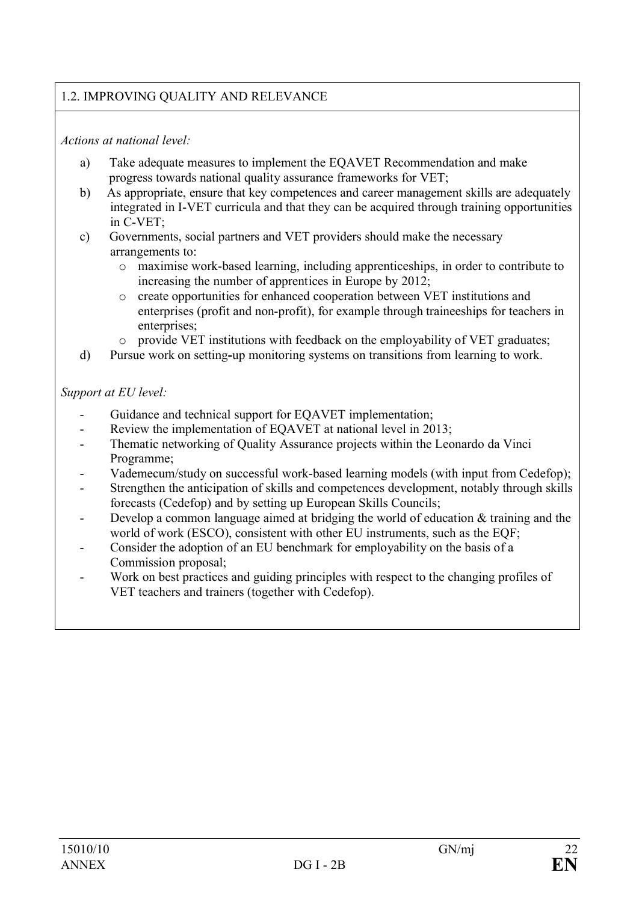## 1.2. IMPROVING QUALITY AND RELEVANCE

*Actions at national level:*

a) Take adequate measures to implement the EQAVET Recommendation and make progress towards national quality assurance frameworks for VET;

b) As appropriate, ensure that key competences and career management skills are adequately integrated in I-VET curricula and that they can be acquired through training opportunities in C-VET;

c) Governments, social partners and VET providers should make the necessary arrangements to:
   - maximise work-based learning, including apprenticeships, in order to contribute to increasing the number of apprentices in Europe by 2012;
   - create opportunities for enhanced cooperation between VET institutions and enterprises (profit and non-profit), for example through traineeships for teachers in enterprises;
   - provide VET institutions with feedback on the employability of VET graduates;

d) Pursue work on setting-up monitoring systems on transitions from learning to work.

*Support at EU level:*

- Guidance and technical support for EQAVET implementation;
- Review the implementation of EQAVET at national level in 2013;
- Thematic networking of Quality Assurance projects within the Leonardo da Vinci Programme;
- Vademecum/study on successful work-based learning models (with input from Cedefop);
- Strengthen the anticipation of skills and competences development, notably through skills forecasts (Cedefop) and by setting up European Skills Councils;
- Develop a common language aimed at bridging the world of education & training and the world of work (ESCO), consistent with other EU instruments, such as the EQF;
- Consider the adoption of an EU benchmark for employability on the basis of a Commission proposal;
- Work on best practices and guiding principles with respect to the changing profiles of VET teachers and trainers (together with Cedefop).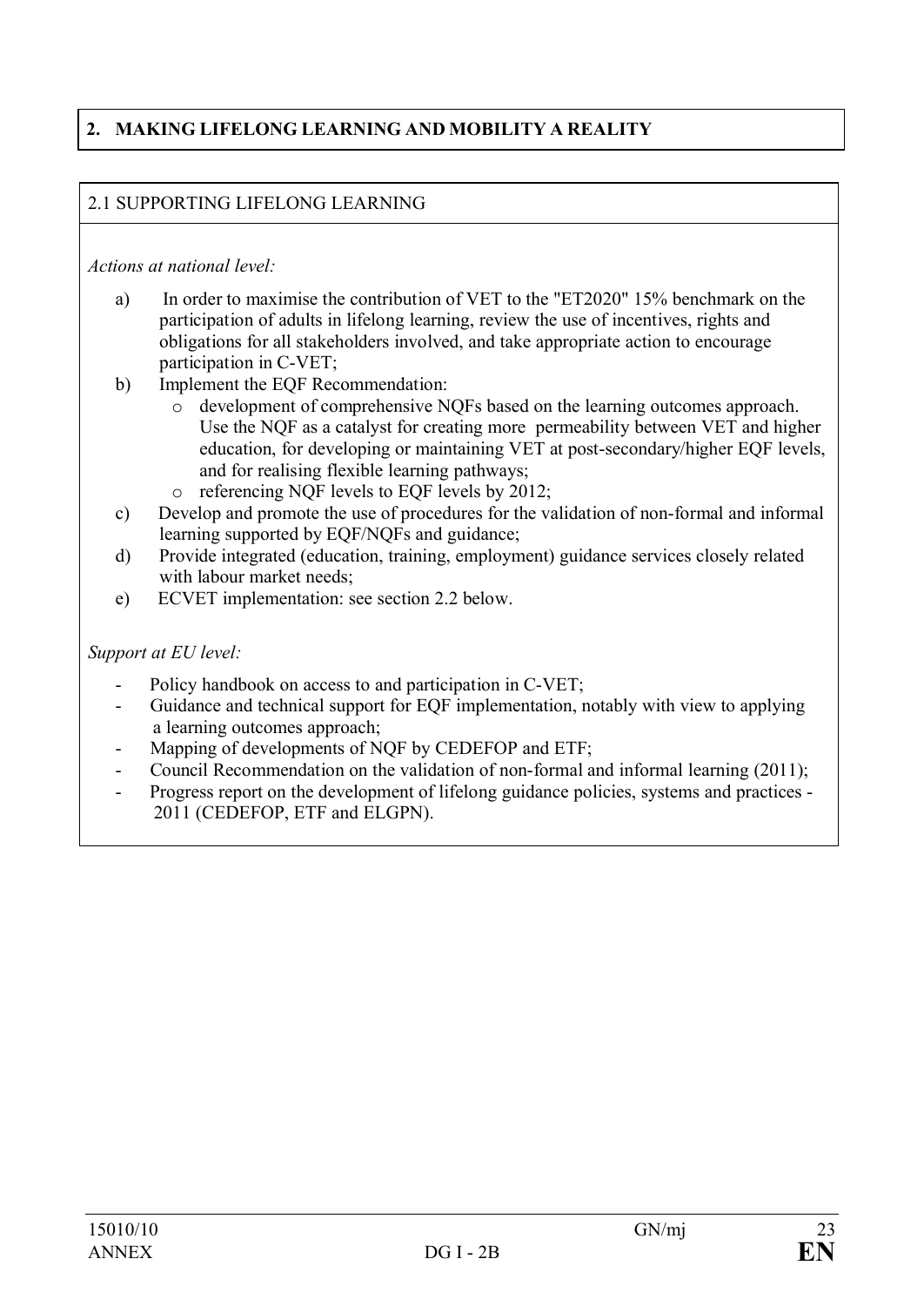## 2. MAKING LIFELONG LEARNING AND MOBILITY A REALITY

### 2.1 SUPPORTING LIFELONG LEARNING

*Actions at national level:*

a) In order to maximise the contribution of VET to the "ET2020" 15% benchmark on the participation of adults in lifelong learning, review the use of incentives, rights and obligations for all stakeholders involved, and take appropriate action to encourage participation in C-VET;

b) Implement the EQF Recommendation:
   - development of comprehensive NQFs based on the learning outcomes approach. Use the NQF as a catalyst for creating more permeability between VET and higher education, for developing or maintaining VET at post-secondary/higher EQF levels, and for realising flexible learning pathways;
   - referencing NQF levels to EQF levels by 2012;

c) Develop and promote the use of procedures for the validation of non-formal and informal learning supported by EQF/NQFs and guidance;

d) Provide integrated (education, training, employment) guidance services closely related with labour market needs;

e) ECVET implementation: see section 2.2 below.

*Support at EU level:*

- Policy handbook on access to and participation in C-VET;
- Guidance and technical support for EQF implementation, notably with view to applying a learning outcomes approach;
- Mapping of developments of NQF by CEDEFOP and ETF;
- Council Recommendation on the validation of non-formal and informal learning (2011);
- Progress report on the development of lifelong guidance policies, systems and practices - 2011 (CEDEFOP, ETF and ELGPN).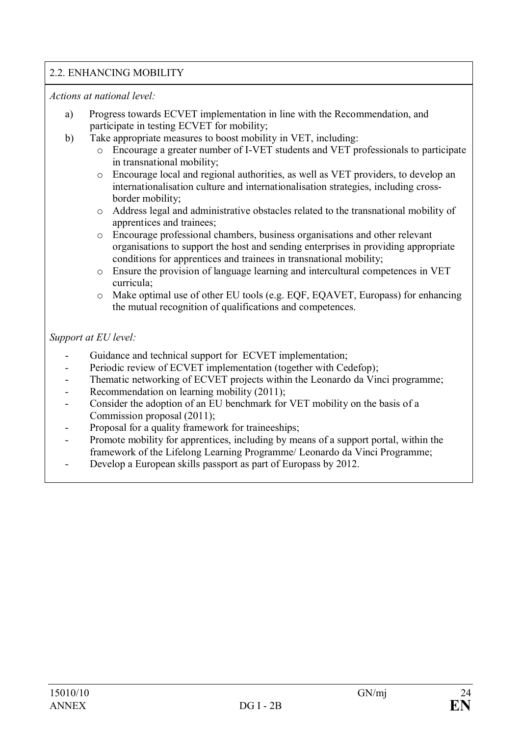## 2.2. ENHANCING MOBILITY

*Actions at national level:*

a) Progress towards ECVET implementation in line with the Recommendation, and participate in testing ECVET for mobility;

b) Take appropriate measures to boost mobility in VET, including:
   - Encourage a greater number of I-VET students and VET professionals to participate in transnational mobility;
   - Encourage local and regional authorities, as well as VET providers, to develop an internationalisation culture and internationalisation strategies, including cross-border mobility;
   - Address legal and administrative obstacles related to the transnational mobility of apprentices and trainees;
   - Encourage professional chambers, business organisations and other relevant organisations to support the host and sending enterprises in providing appropriate conditions for apprentices and trainees in transnational mobility;
   - Ensure the provision of language learning and intercultural competences in VET curricula;
   - Make optimal use of other EU tools (e.g. EQF, EQAVET, Europass) for enhancing the mutual recognition of qualifications and competences.

*Support at EU level:*

- Guidance and technical support for ECVET implementation;
- Periodic review of ECVET implementation (together with Cedefop);
- Thematic networking of ECVET projects within the Leonardo da Vinci programme;
- Recommendation on learning mobility (2011);
- Consider the adoption of an EU benchmark for VET mobility on the basis of a Commission proposal (2011);
- Proposal for a quality framework for traineeships;
- Promote mobility for apprentices, including by means of a support portal, within the framework of the Lifelong Learning Programme/ Leonardo da Vinci Programme;
- Develop a European skills passport as part of Europass by 2012.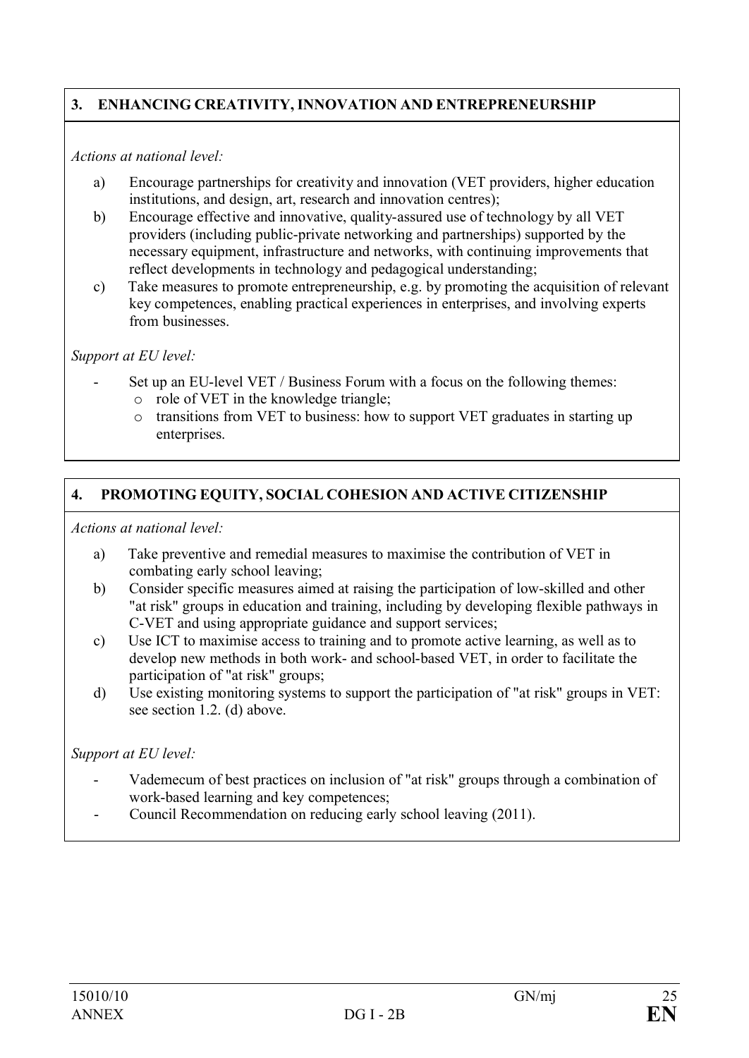## 3. ENHANCING CREATIVITY, INNOVATION AND ENTREPRENEURSHIP

*Actions at national level:*

a) Encourage partnerships for creativity and innovation (VET providers, higher education institutions, and design, art, research and innovation centres);

b) Encourage effective and innovative, quality-assured use of technology by all VET providers (including public-private networking and partnerships) supported by the necessary equipment, infrastructure and networks, with continuing improvements that reflect developments in technology and pedagogical understanding;

c) Take measures to promote entrepreneurship, e.g. by promoting the acquisition of relevant key competences, enabling practical experiences in enterprises, and involving experts from businesses.

*Support at EU level:*

- Set up an EU-level VET / Business Forum with a focus on the following themes:
  - role of VET in the knowledge triangle;
  - transitions from VET to business: how to support VET graduates in starting up enterprises.

## 4. PROMOTING EQUITY, SOCIAL COHESION AND ACTIVE CITIZENSHIP

*Actions at national level:*

a) Take preventive and remedial measures to maximise the contribution of VET in combating early school leaving;

b) Consider specific measures aimed at raising the participation of low-skilled and other "at risk" groups in education and training, including by developing flexible pathways in C-VET and using appropriate guidance and support services;

c) Use ICT to maximise access to training and to promote active learning, as well as to develop new methods in both work- and school-based VET, in order to facilitate the participation of "at risk" groups;

d) Use existing monitoring systems to support the participation of "at risk" groups in VET: see section 1.2. (d) above.

*Support at EU level:*

- Vademecum of best practices on inclusion of "at risk" groups through a combination of work-based learning and key competences;
- Council Recommendation on reducing early school leaving (2011).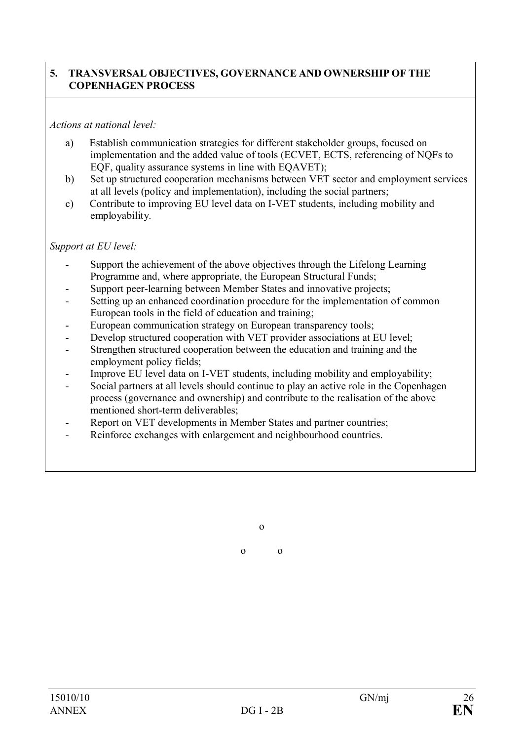## 5. TRANSVERSAL OBJECTIVES, GOVERNANCE AND OWNERSHIP OF THE COPENHAGEN PROCESS

*Actions at national level:*

a) Establish communication strategies for different stakeholder groups, focused on implementation and the added value of tools (ECVET, ECTS, referencing of NQFs to EQF, quality assurance systems in line with EQAVET);

b) Set up structured cooperation mechanisms between VET sector and employment services at all levels (policy and implementation), including the social partners;

c) Contribute to improving EU level data on I-VET students, including mobility and employability.

*Support at EU level:*

- Support the achievement of the above objectives through the Lifelong Learning Programme and, where appropriate, the European Structural Funds;
- Support peer-learning between Member States and innovative projects;
- Setting up an enhanced coordination procedure for the implementation of common European tools in the field of education and training;
- European communication strategy on European transparency tools;
- Develop structured cooperation with VET provider associations at EU level;
- Strengthen structured cooperation between the education and training and the employment policy fields;
- Improve EU level data on I-VET students, including mobility and employability;
- Social partners at all levels should continue to play an active role in the Copenhagen process (governance and ownership) and contribute to the realisation of the above mentioned short-term deliverables;
- Report on VET developments in Member States and partner countries;
- Reinforce exchanges with enlargement and neighbourhood countries.

o

o o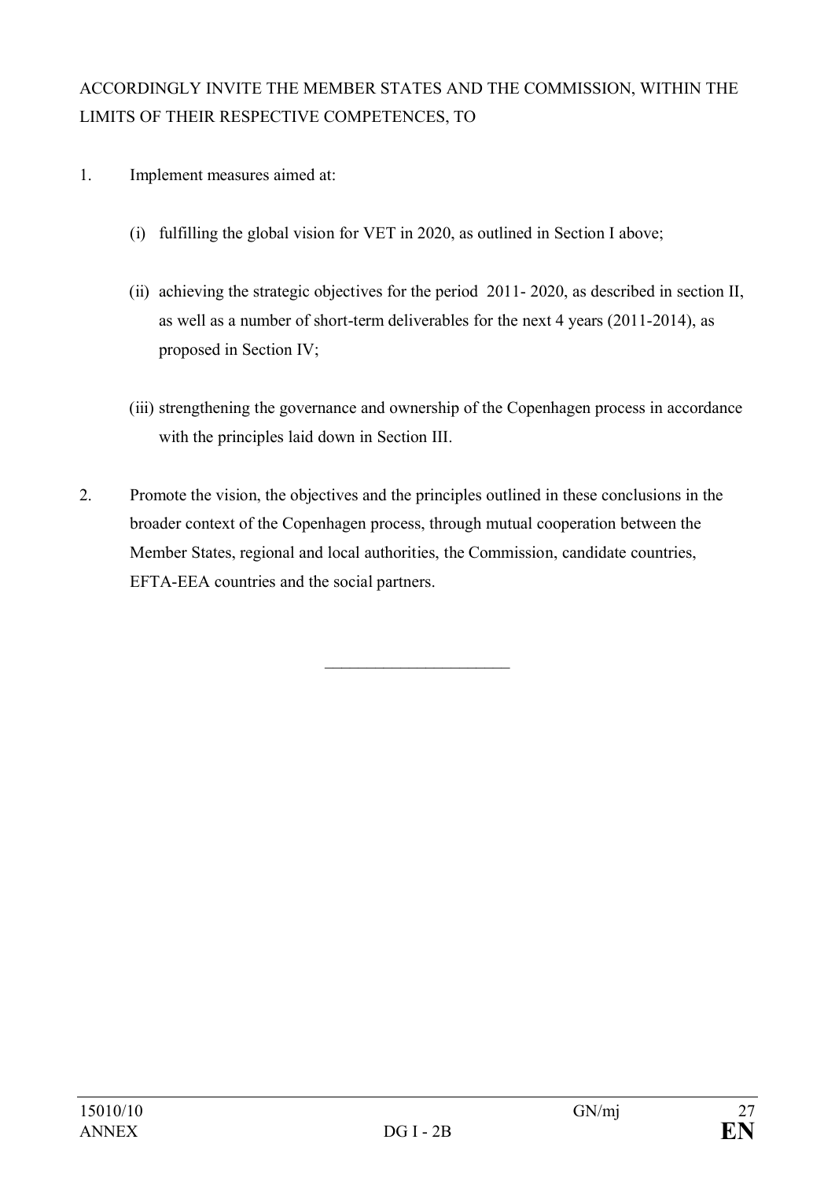ACCORDINGLY INVITE THE MEMBER STATES AND THE COMMISSION, WITHIN THE LIMITS OF THEIR RESPECTIVE COMPETENCES, TO

1. Implement measures aimed at:

   (i) fulfilling the global vision for VET in 2020, as outlined in Section I above;

   (ii) achieving the strategic objectives for the period 2011- 2020, as described in section II, as well as a number of short-term deliverables for the next 4 years (2011-2014), as proposed in Section IV;

   (iii) strengthening the governance and ownership of the Copenhagen process in accordance with the principles laid down in Section III.

2. Promote the vision, the objectives and the principles outlined in these conclusions in the broader context of the Copenhagen process, through mutual cooperation between the Member States, regional and local authorities, the Commission, candidate countries, EFTA-EEA countries and the social partners.

______________________